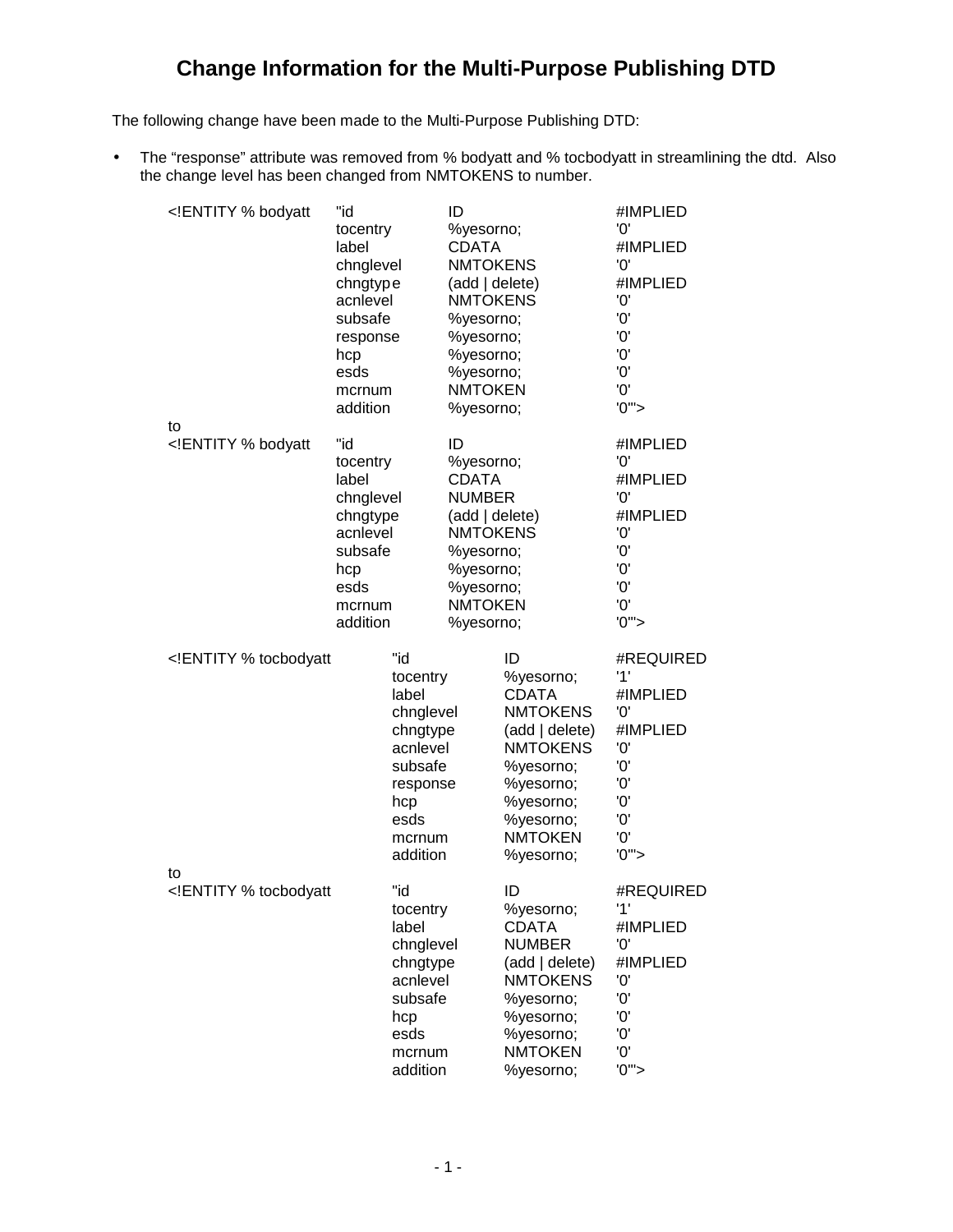# Change Information for the Multi-Purpose Publishing DTD

The following change have been made to the Multi-Purpose Publishing DTD:

- The “response” attribute was removed from % bodyatt and % tocbodyatt in streamlining the dtd. Also the change level has been changed from NMTOKENS to number.

```
<!ENTITY % bodyatt   "id          ID               #IMPLIED
                      tocentry    %yesorno;        '0'
                      label       CDATA            #IMPLIED
                      chnglevel   NMTOKENS         '0'
                      chngtype    (add | delete)   #IMPLIED
                      acnlevel    NMTOKENS         '0'
                      subsafe     %yesorno;        '0'
                      response    %yesorno;        '0'
                      hcp         %yesorno;        '0'
                      esds        %yesorno;        '0'
                      mcrnum      NMTOKEN          '0'
                      addition    %yesorno;        '0'">
to
<!ENTITY % bodyatt   "id          ID               #IMPLIED
                      tocentry    %yesorno;        '0'
                      label       CDATA            #IMPLIED
                      chnglevel   NUMBER           '0'
                      chngtype    (add | delete)   #IMPLIED
                      acnlevel    NMTOKENS         '0'
                      subsafe     %yesorno;        '0'
                      hcp         %yesorno;        '0'
                      esds        %yesorno;        '0'
                      mcrnum      NMTOKEN          '0'
                      addition    %yesorno;        '0'">

<!ENTITY % tocbodyatt      "id          ID               #REQUIRED
                            tocentry    %yesorno;        '1'
                            label       CDATA            #IMPLIED
                            chnglevel   NMTOKENS         '0'
                            chngtype    (add | delete)   #IMPLIED
                            acnlevel    NMTOKENS         '0'
                            subsafe     %yesorno;        '0'
                            response    %yesorno;        '0'
                            hcp         %yesorno;        '0'
                            esds        %yesorno;        '0'
                            mcrnum      NMTOKEN          '0'
                            addition    %yesorno;        '0'">
to
<!ENTITY % tocbodyatt      "id          ID               #REQUIRED
                            tocentry    %yesorno;        '1'
                            label       CDATA            #IMPLIED
                            chnglevel   NUMBER           '0'
                            chngtype    (add | delete)   #IMPLIED
                            acnlevel    NMTOKENS         '0'
                            subsafe     %yesorno;        '0'
                            hcp         %yesorno;        '0'
                            esds        %yesorno;        '0'
                            mcrnum      NMTOKEN          '0'
                            addition    %yesorno;        '0'">
```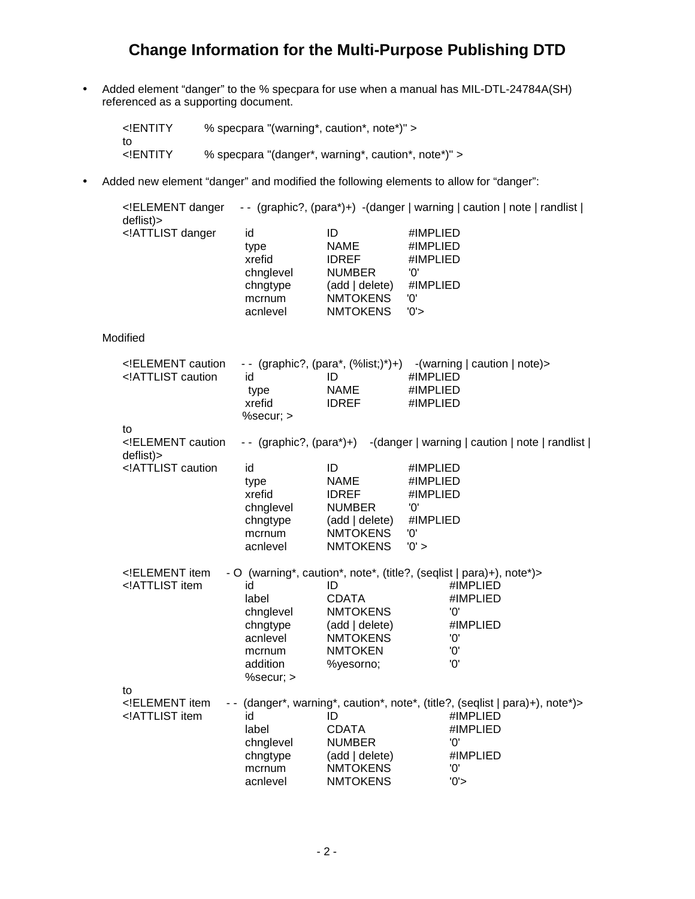## Change Information for the Multi-Purpose Publishing DTD

- Added element "danger" to the % specpara for use when a manual has MIL-DTL-24784A(SH) referenced as a supporting document.

```
<!ENTITY        % specpara "(warning*, caution*, note*)" >
to
<!ENTITY        % specpara "(danger*, warning*, caution*, note*)" >
```

- Added new element "danger" and modified the following elements to allow for "danger":

```
<!ELEMENT danger    - -  (graphic?, (para*)+)  -(danger | warning | caution | note | randlist |
deflist)>
<!ATTLIST danger        id              ID                #IMPLIED
                        type            NAME              #IMPLIED
                        xrefid          IDREF             #IMPLIED
                        chnglevel       NUMBER            '0'
                        chngtype        (add | delete)    #IMPLIED
                        mcrnum          NMTOKENS          '0'
                        acnlevel        NMTOKENS          '0'>
```

Modified

```
<!ELEMENT caution    - -  (graphic?, (para*, (%list;)*)+)    -(warning | caution | note)>
<!ATTLIST caution       id              ID                #IMPLIED
                        type            NAME              #IMPLIED
                        xrefid          IDREF             #IMPLIED
                        %secur; >
to
<!ELEMENT caution    - -  (graphic?, (para*)+)    -(danger | warning | caution | note | randlist |
deflist)>
<!ATTLIST caution       id              ID                #IMPLIED
                        type            NAME              #IMPLIED
                        xrefid          IDREF             #IMPLIED
                        chnglevel       NUMBER            '0'
                        chngtype        (add | delete)    #IMPLIED
                        mcrnum          NMTOKENS          '0'
                        acnlevel        NMTOKENS          '0' >

<!ELEMENT item     - O  (warning*, caution*, note*, (title?, (seqlist | para)+), note*)>
<!ATTLIST item          id              ID                #IMPLIED
                        label           CDATA             #IMPLIED
                        chnglevel       NMTOKENS          '0'
                        chngtype        (add | delete)    #IMPLIED
                        acnlevel        NMTOKENS          '0'
                        mcrnum          NMTOKEN           '0'
                        addition        %yesorno;         '0'
                        %secur; >
to
<!ELEMENT item     - -  (danger*, warning*, caution*, note*, (title?, (seqlist | para)+), note*)>
<!ATTLIST item          id              ID                #IMPLIED
                        label           CDATA             #IMPLIED
                        chnglevel       NUMBER            '0'
                        chngtype        (add | delete)    #IMPLIED
                        mcrnum          NMTOKENS          '0'
                        acnlevel        NMTOKENS          '0'>
```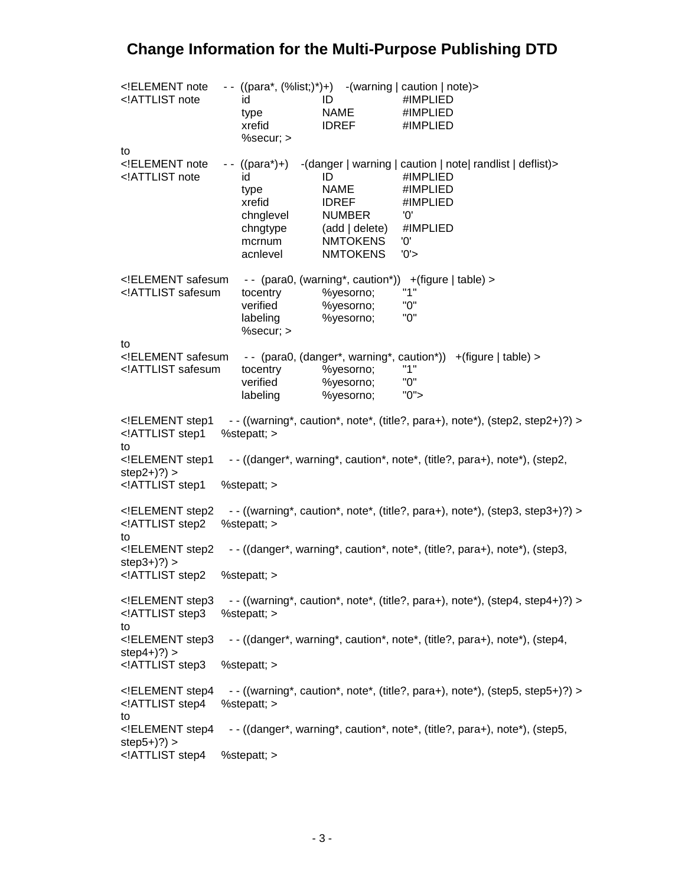# Change Information for the Multi-Purpose Publishing DTD

```
<!ELEMENT note    - -  ((para*, (%list;)*)+)    -(warning | caution | note)>
<!ATTLIST note         id              ID              #IMPLIED
                       type            NAME            #IMPLIED
                       xrefid          IDREF           #IMPLIED
                       %secur; >
to
<!ELEMENT note    - -  ((para*)+)    -(danger | warning | caution | note| randlist | deflist)>
<!ATTLIST note         id              ID              #IMPLIED
                       type            NAME            #IMPLIED
                       xrefid          IDREF           #IMPLIED
                       chnglevel       NUMBER          '0'
                       chngtype        (add | delete)  #IMPLIED
                       mcrnum          NMTOKENS        '0'
                       acnlevel        NMTOKENS        '0'>

<!ELEMENT safesum    - -  (para0, (warning*, caution*))   +(figure | table) >
<!ATTLIST safesum      tocentry        %yesorno;       "1"
                       verified        %yesorno;       "0"
                       labeling        %yesorno;       "0"
                       %secur; >
to
<!ELEMENT safesum    - -  (para0, (danger*, warning*, caution*))   +(figure | table) >
<!ATTLIST safesum      tocentry        %yesorno;       "1"
                       verified        %yesorno;       "0"
                       labeling        %yesorno;       "0">

<!ELEMENT step1    - - ((warning*, caution*, note*, (title?, para+), note*), (step2, step2+)?) >
<!ATTLIST step1    %stepatt; >
to
<!ELEMENT step1    - - ((danger*, warning*, caution*, note*, (title?, para+), note*), (step2,
step2+)?) >
<!ATTLIST step1    %stepatt; >

<!ELEMENT step2    - - ((warning*, caution*, note*, (title?, para+), note*), (step3, step3+)?) >
<!ATTLIST step2    %stepatt; >
to
<!ELEMENT step2    - - ((danger*, warning*, caution*, note*, (title?, para+), note*), (step3,
step3+)?) >
<!ATTLIST step2    %stepatt; >

<!ELEMENT step3    - - ((warning*, caution*, note*, (title?, para+), note*), (step4, step4+)?) >
<!ATTLIST step3    %stepatt; >
to
<!ELEMENT step3    - - ((danger*, warning*, caution*, note*, (title?, para+), note*), (step4,
step4+)?) >
<!ATTLIST step3    %stepatt; >

<!ELEMENT step4    - - ((warning*, caution*, note*, (title?, para+), note*), (step5, step5+)?) >
<!ATTLIST step4    %stepatt; >
to
<!ELEMENT step4    - - ((danger*, warning*, caution*, note*, (title?, para+), note*), (step5,
step5+)?) >
<!ATTLIST step4    %stepatt; >
```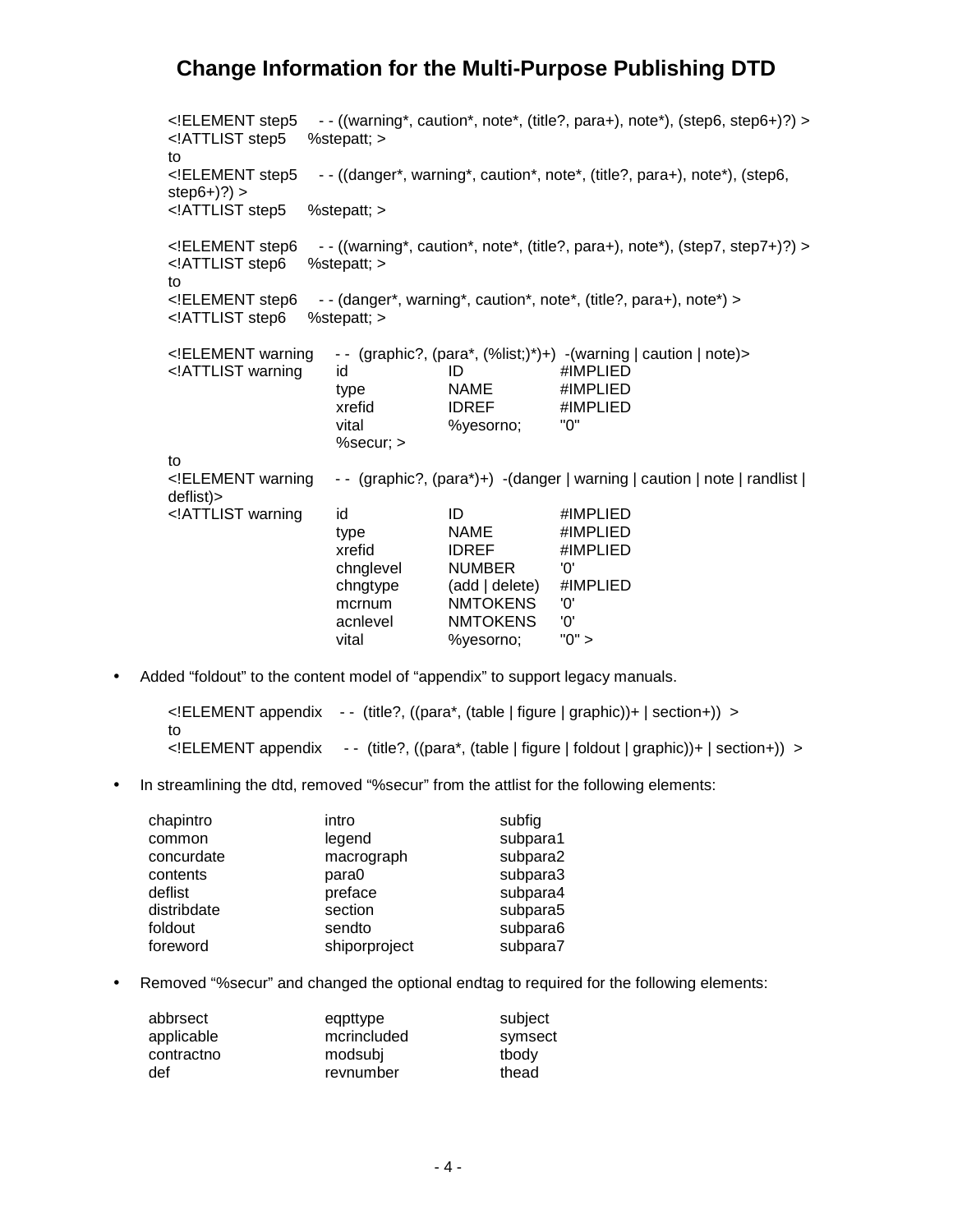# Change Information for the Multi-Purpose Publishing DTD

```
<!ELEMENT step5     - - ((warning*, caution*, note*, (title?, para+), note*), (step6, step6+)?) >
<!ATTLIST step5     %stepatt; >
to
<!ELEMENT step5     - - ((danger*, warning*, caution*, note*, (title?, para+), note*), (step6,
step6+)?) >
<!ATTLIST step5     %stepatt; >

<!ELEMENT step6     - - ((warning*, caution*, note*, (title?, para+), note*), (step7, step7+)?) >
<!ATTLIST step6     %stepatt; >
to
<!ELEMENT step6     - - (danger*, warning*, caution*, note*, (title?, para+), note*) >
<!ATTLIST step6     %stepatt; >

<!ELEMENT warning     - -  (graphic?, (para*, (%list;)*)+)  -(warning | caution | note)>
<!ATTLIST warning     id          ID             #IMPLIED
                      type        NAME           #IMPLIED
                      xrefid      IDREF          #IMPLIED
                      vital       %yesorno;      "0"
                      %secur; >
to
<!ELEMENT warning     - -  (graphic?, (para*)+)  -(danger | warning | caution | note | randlist |
deflist)>
<!ATTLIST warning     id          ID             #IMPLIED
                      type        NAME           #IMPLIED
                      xrefid      IDREF          #IMPLIED
                      chnglevel   NUMBER         '0'
                      chngtype    (add | delete) #IMPLIED
                      mcrnum      NMTOKENS       '0'
                      acnlevel    NMTOKENS       '0'
                      vital       %yesorno;      "0" >
```

- Added “foldout” to the content model of “appendix” to support legacy manuals.

```
<!ELEMENT appendix    - -  (title?, ((para*, (table | figure | graphic))+ | section+))  >
to
<!ELEMENT appendix    - -  (title?, ((para*, (table | figure | foldout | graphic))+ | section+))  >
```

- In streamlining the dtd, removed “%secur” from the attlist for the following elements:

| | | |
|---|---|---|
| chapintro | intro | subfig |
| common | legend | subpara1 |
| concurdate | macrograph | subpara2 |
| contents | para0 | subpara3 |
| deflist | preface | subpara4 |
| distribdate | section | subpara5 |
| foldout | sendto | subpara6 |
| foreword | shiporproject | subpara7 |

- Removed “%secur” and changed the optional endtag to required for the following elements:

| | | |
|---|---|---|
| abbrsect | eqpttype | subject |
| applicable | mcrincluded | symsect |
| contractno | modsubj | tbody |
| def | revnumber | thead |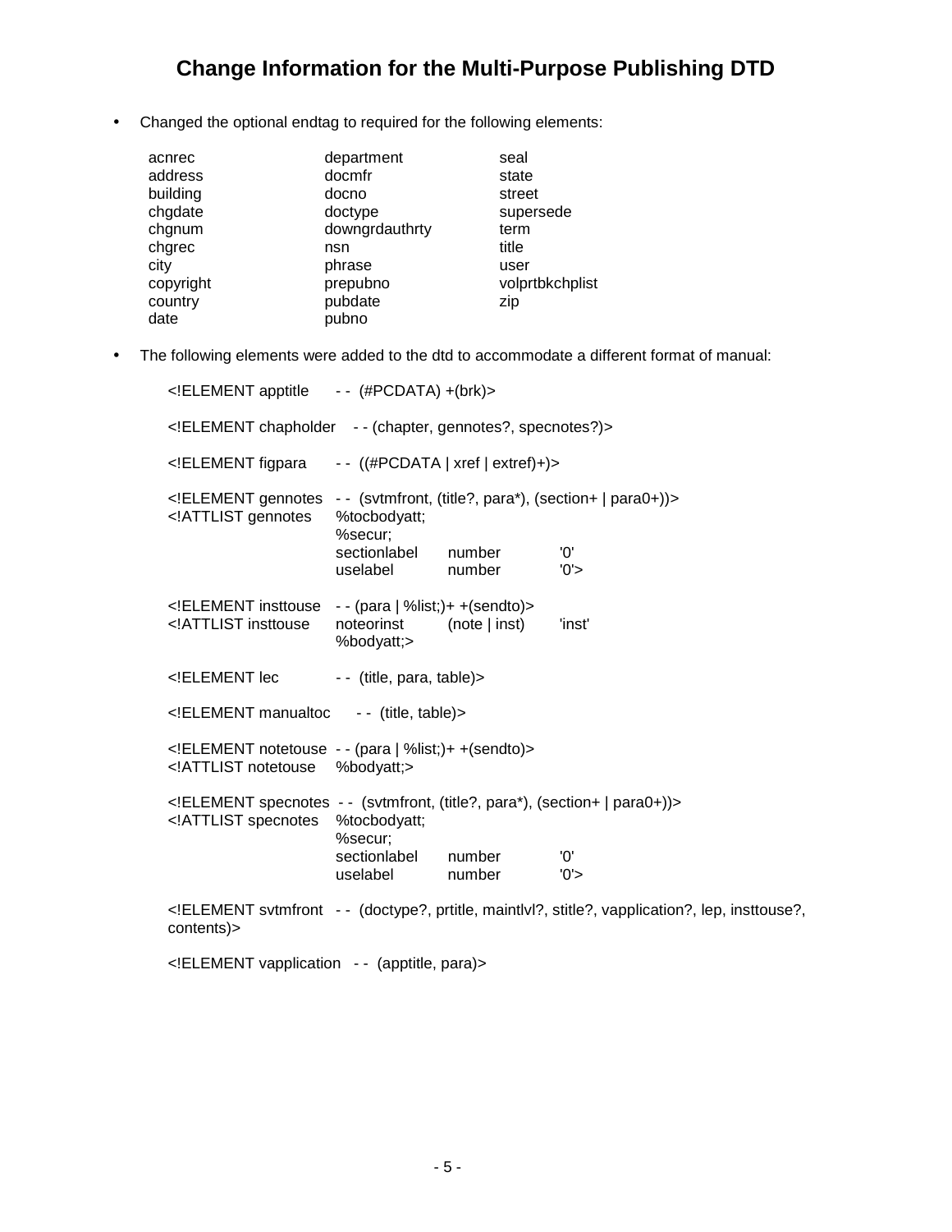# Change Information for the Multi-Purpose Publishing DTD

- Changed the optional endtag to required for the following elements:

| | | |
|---|---|---|
| acnrec | department | seal |
| address | docmfr | state |
| building | docno | street |
| chgdate | doctype | supersede |
| chgnum | downgrdauthrty | term |
| chgrec | nsn | title |
| city | phrase | user |
| copyright | prepubno | volprtbkchplist |
| country | pubdate | zip |
| date | pubno | |

- The following elements were added to the dtd to accommodate a different format of manual:

```
<!ELEMENT apptitle      - -  (#PCDATA) +(brk)>

<!ELEMENT chapholder    - - (chapter, gennotes?, specnotes?)>

<!ELEMENT figpara       - -  ((#PCDATA | xref | extref)+)>

<!ELEMENT gennotes   - -  (svtmfront, (title?, para*), (section+ | para0+))>
<!ATTLIST gennotes      %tocbodyatt;
                        %secur;
                        sectionlabel    number      '0'
                        uselabel        number      '0'>

<!ELEMENT insttouse     - - (para | %list;)+ +(sendto)>
<!ATTLIST insttouse     noteorinst      (note | inst)    'inst'
                        %bodyatt;>

<!ELEMENT lec           - -  (title, para, table)>

<!ELEMENT manualtoc      - -  (title, table)>

<!ELEMENT notetouse  - - (para | %list;)+ +(sendto)>
<!ATTLIST notetouse     %bodyatt;>

<!ELEMENT specnotes  - -  (svtmfront, (title?, para*), (section+ | para0+))>
<!ATTLIST specnotes     %tocbodyatt;
                        %secur;
                        sectionlabel    number      '0'
                        uselabel        number      '0'>

<!ELEMENT svtmfront   - -  (doctype?, prtitle, maintlvl?, stitle?, vapplication?, lep, insttouse?,
contents)>

<!ELEMENT vapplication   - -  (apptitle, para)>
```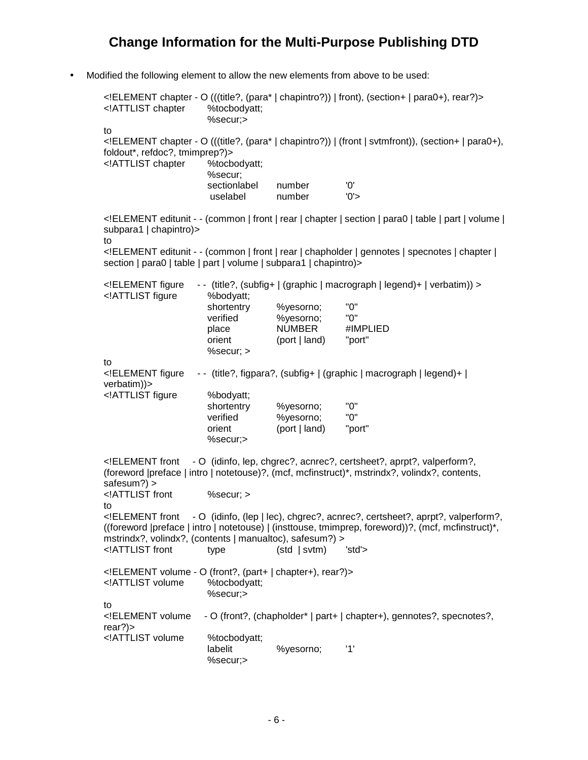## Change Information for the Multi-Purpose Publishing DTD

- Modified the following element to allow the new elements from above to be used:

```
<!ELEMENT chapter - O (((title?, (para* | chapintro?)) | front), (section+ | para0+), rear?)>
<!ATTLIST chapter       %tocbodyatt;
                        %secur;>
to
<!ELEMENT chapter - O (((title?, (para* | chapintro?)) | (front | svtmfront)), (section+ | para0+),
foldout*, refdoc?, tmimprep?)>
<!ATTLIST chapter       %tocbodyatt;
                        %secur;
                        sectionlabel     number      '0'
                         uselabel        number      '0'>

<!ELEMENT editunit - - (common | front | rear | chapter | section | para0 | table | part | volume |
subpara1 | chapintro)>
to
<!ELEMENT editunit - - (common | front | rear | chapholder | gennotes | specnotes | chapter |
section | para0 | table | part | volume | subpara1 | chapintro)>

<!ELEMENT figure    - -  (title?, (subfig+ | (graphic | macrograph | legend)+ | verbatim)) >
<!ATTLIST figure        %bodyatt;
                        shortentry       %yesorno;     "0"
                        verified         %yesorno;     "0"
                        place            NUMBER        #IMPLIED
                        orient           (port | land) "port"
                        %secur; >
to
<!ELEMENT figure    - -  (title?, figpara?, (subfig+ | (graphic | macrograph | legend)+ |
verbatim))>
<!ATTLIST figure        %bodyatt;
                        shortentry       %yesorno;     "0"
                        verified         %yesorno;     "0"
                        orient           (port | land) "port"
                        %secur;>

<!ELEMENT front    - O  (idinfo, lep, chgrec?, acnrec?, certsheet?, aprpt?, valperform?,
(foreword |preface | intro | notetouse)?, (mcf, mcfinstruct)*, mstrindx?, volindx?, contents,
safesum?) >
<!ATTLIST front         %secur; >
to
<!ELEMENT front    - O  (idinfo, (lep | lec), chgrec?, acnrec?, certsheet?, aprpt?, valperform?,
((foreword |preface | intro | notetouse) | (insttouse, tmimprep, foreword))?, (mcf, mcfinstruct)*,
mstrindx?, volindx?, (contents | manualtoc), safesum?) >
<!ATTLIST front         type             (std  | svtm)  'std'>

<!ELEMENT volume - O (front?, (part+ | chapter+), rear?)>
<!ATTLIST volume        %tocbodyatt;
                        %secur;>
to
<!ELEMENT volume    - O (front?, (chapholder* | part+ | chapter+), gennotes?, specnotes?,
rear?)>
<!ATTLIST volume        %tocbodyatt;
                        labelit          %yesorno;     '1'
                        %secur;>
```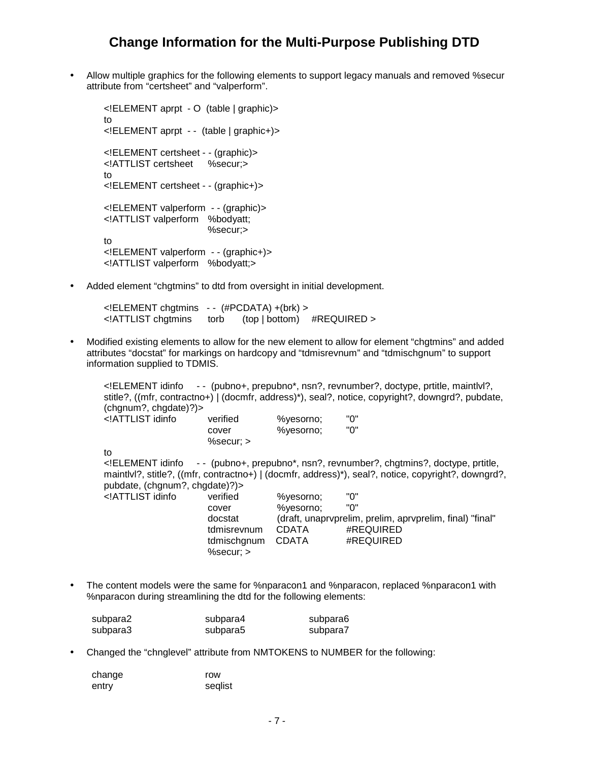# Change Information for the Multi-Purpose Publishing DTD

- Allow multiple graphics for the following elements to support legacy manuals and removed %secur attribute from "certsheet" and "valperform".

```
<!ELEMENT aprpt  - O  (table | graphic)>
to
<!ELEMENT aprpt  - -  (table | graphic+)>

<!ELEMENT certsheet - - (graphic)>
<!ATTLIST certsheet     %secur;>
to
<!ELEMENT certsheet - - (graphic+)>

<!ELEMENT valperform  - - (graphic)>
<!ATTLIST valperform   %bodyatt;
                       %secur;>
to
<!ELEMENT valperform  - - (graphic+)>
<!ATTLIST valperform   %bodyatt;>
```

- Added element "chgtmins" to dtd from oversight in initial development.

```
<!ELEMENT chgtmins   - -  (#PCDATA) +(brk) >
<!ATTLIST chgtmins      torb      (top | bottom)    #REQUIRED >
```

- Modified existing elements to allow for the new element to allow for element "chgtmins" and added attributes "docstat" for markings on hardcopy and "tdmisrevnum" and "tdmischgnum" to support information supplied to TDMIS.

```
<!ELEMENT idinfo    - -  (pubno+, prepubno*, nsn?, revnumber?, doctype, prtitle, maintlvl?,
stitle?, ((mfr, contractno+) | (docmfr, address)*), seal?, notice, copyright?, downgrd?, pubdate,
(chgnum?, chgdate)?)>
<!ATTLIST idinfo         verified        %yesorno;        "0"
                         cover           %yesorno;        "0"
                         %secur; >
to
<!ELEMENT idinfo    - -  (pubno+, prepubno*, nsn?, revnumber?, chgtmins?, doctype, prtitle,
maintlvl?, stitle?, ((mfr, contractno+) | (docmfr, address)*), seal?, notice, copyright?, downgrd?,
pubdate, (chgnum?, chgdate)?)>
<!ATTLIST idinfo         verified        %yesorno;        "0"
                         cover           %yesorno;        "0"
                         docstat         (draft, unaprvprelim, prelim, aprvprelim, final) "final"
                         tdmisrevnum     CDATA            #REQUIRED
                         tdmischgnum     CDATA            #REQUIRED
                         %secur; >
```

- The content models were the same for %nparacon1 and %nparacon, replaced %nparacon1 with %nparacon during streamlining the dtd for the following elements:

| | | |
|---|---|---|
| subpara2 | subpara4 | subpara6 |
| subpara3 | subpara5 | subpara7 |

- Changed the "chnglevel" attribute from NMTOKENS to NUMBER for the following:

| | |
|---|---|
| change | row |
| entry | seqlist |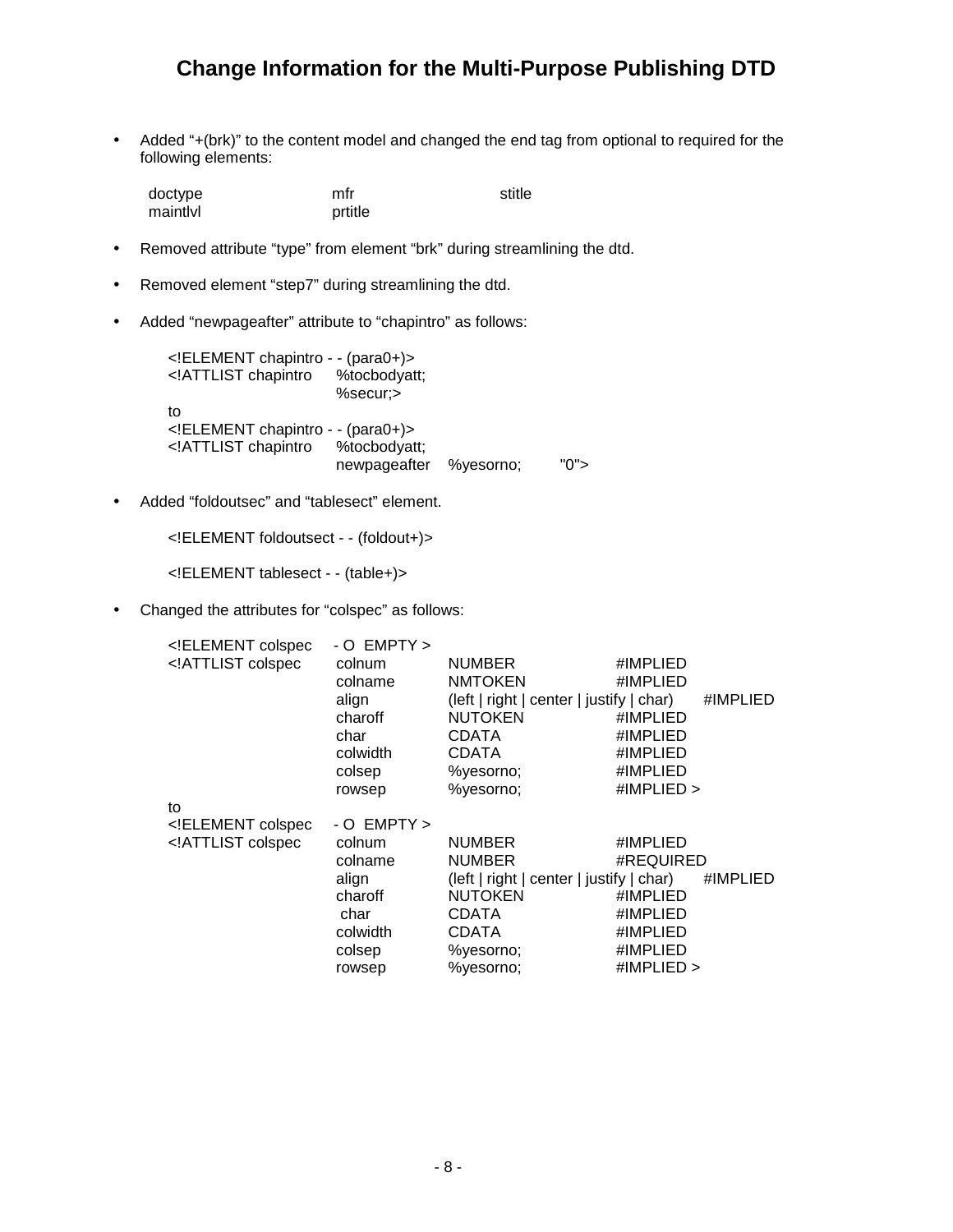# Change Information for the Multi-Purpose Publishing DTD

- Added "+(brk)" to the content model and changed the end tag from optional to required for the following elements:

| | | |
|---|---|---|
| doctype | mfr | stitle |
| maintlvl | prtitle | |

- Removed attribute "type" from element "brk" during streamlining the dtd.
- Removed element "step7" during streamlining the dtd.
- Added "newpageafter" attribute to "chapintro" as follows:

```
<!ELEMENT chapintro - - (para0+)>
<!ATTLIST chapintro     %tocbodyatt;
                        %secur;>
to
<!ELEMENT chapintro - - (para0+)>
<!ATTLIST chapintro     %tocbodyatt;
                        newpageafter   %yesorno;      "0">
```

- Added "foldoutsec" and "tablesect" element.

```
<!ELEMENT foldoutsect - - (foldout+)>

<!ELEMENT tablesect - - (table+)>
```

- Changed the attributes for "colspec" as follows:

```
<!ELEMENT colspec     - O  EMPTY >
<!ATTLIST colspec      colnum        NUMBER                  #IMPLIED
                       colname       NMTOKEN                 #IMPLIED
                       align         (left | right | center | justify | char)     #IMPLIED
                       charoff       NUTOKEN                 #IMPLIED
                       char          CDATA                   #IMPLIED
                       colwidth      CDATA                   #IMPLIED
                       colsep        %yesorno;               #IMPLIED
                       rowsep        %yesorno;               #IMPLIED >
to
<!ELEMENT colspec     - O  EMPTY >
<!ATTLIST colspec      colnum        NUMBER                  #IMPLIED
                       colname       NUMBER                  #REQUIRED
                       align         (left | right | center | justify | char)     #IMPLIED
                       charoff       NUTOKEN                 #IMPLIED
                        char         CDATA                   #IMPLIED
                       colwidth      CDATA                   #IMPLIED
                       colsep        %yesorno;               #IMPLIED
                       rowsep        %yesorno;               #IMPLIED >
```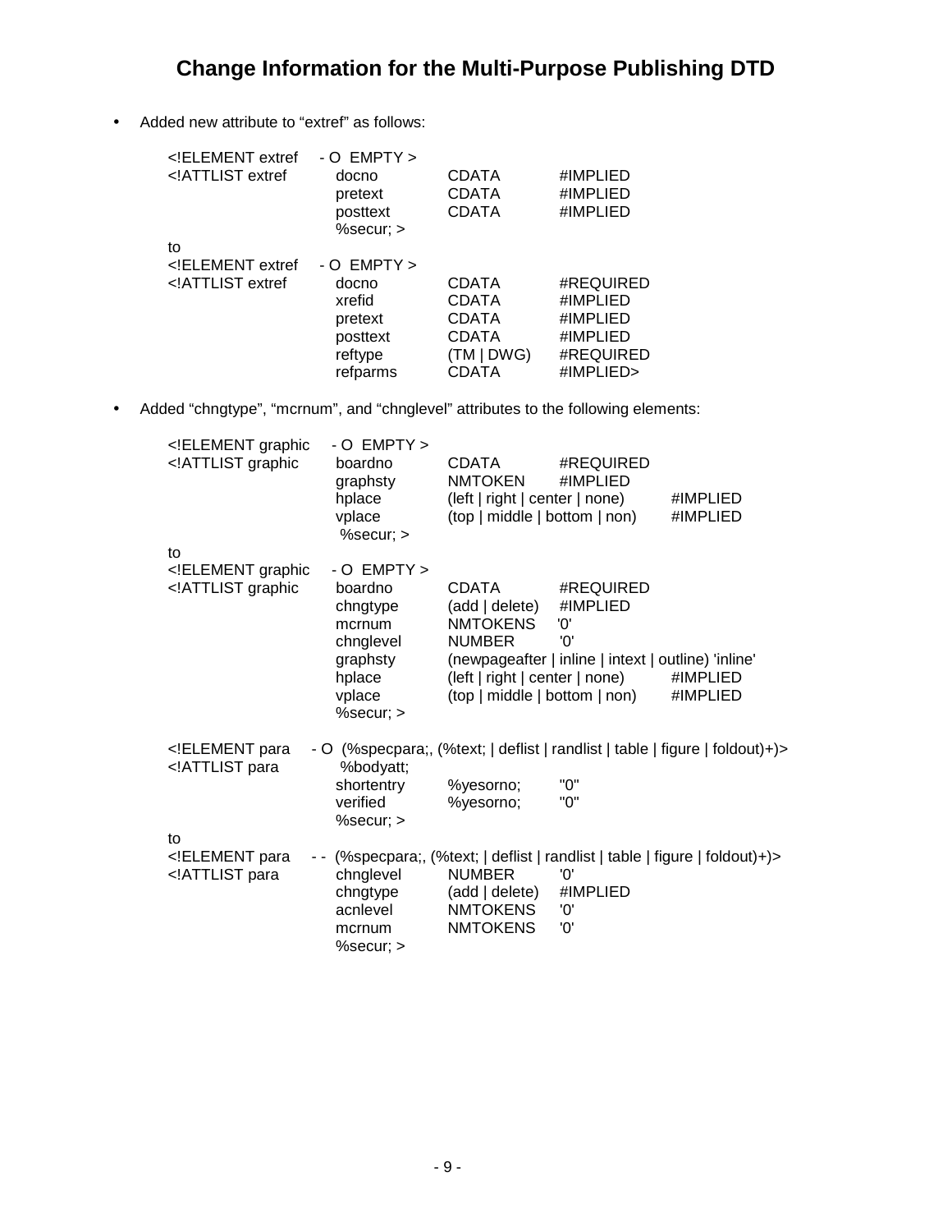# Change Information for the Multi-Purpose Publishing DTD

- Added new attribute to “extref” as follows:

```
<!ELEMENT extref    - O  EMPTY >
<!ATTLIST extref        docno          CDATA          #IMPLIED
                        pretext        CDATA          #IMPLIED
                        posttext       CDATA          #IMPLIED
                        %secur; >
to
<!ELEMENT extref    - O  EMPTY >
<!ATTLIST extref        docno          CDATA          #REQUIRED
                        xrefid         CDATA          #IMPLIED
                        pretext        CDATA          #IMPLIED
                        posttext       CDATA          #IMPLIED
                        reftype        (TM | DWG)     #REQUIRED
                        refparms       CDATA          #IMPLIED>
```

- Added “chngtype”, “mcrnum”, and “chnglevel” attributes to the following elements:

```
<!ELEMENT graphic    - O  EMPTY >
<!ATTLIST graphic       boardno        CDATA          #REQUIRED
                        graphsty       NMTOKEN        #IMPLIED
                        hplace         (left | right | center | none)        #IMPLIED
                        vplace         (top | middle | bottom | non)         #IMPLIED
                        %secur; >
to
<!ELEMENT graphic    - O  EMPTY >
<!ATTLIST graphic       boardno        CDATA          #REQUIRED
                        chngtype       (add | delete)    #IMPLIED
                        mcrnum         NMTOKENS       '0'
                        chnglevel      NUMBER         '0'
                        graphsty       (newpageafter | inline | intext | outline) 'inline'
                        hplace         (left | right | center | none)        #IMPLIED
                        vplace         (top | middle | bottom | non)         #IMPLIED
                        %secur; >

<!ELEMENT para     - O  (%specpara;, (%text; | deflist | randlist | table | figure | foldout)+)>
<!ATTLIST para          %bodyatt;
                        shortentry     %yesorno;      "0"
                        verified       %yesorno;      "0"
                        %secur; >
to
<!ELEMENT para     - -  (%specpara;, (%text; | deflist | randlist | table | figure | foldout)+)>
<!ATTLIST para          chnglevel      NUMBER         '0'
                        chngtype       (add | delete)    #IMPLIED
                        acnlevel       NMTOKENS       '0'
                        mcrnum         NMTOKENS       '0'
                        %secur; >
```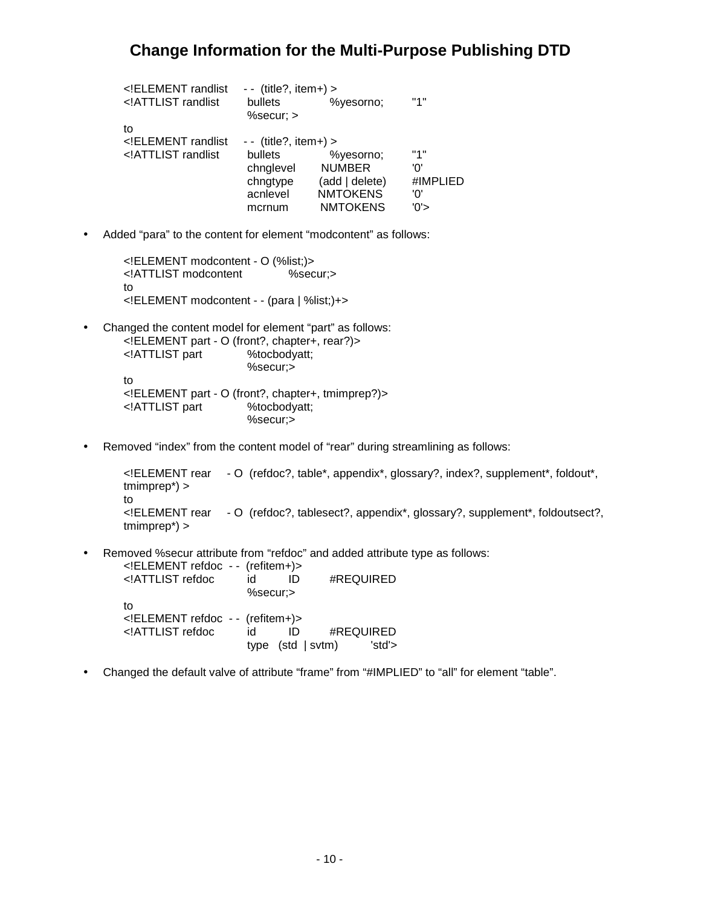# Change Information for the Multi-Purpose Publishing DTD

```
<!ELEMENT randlist    - -  (title?, item+) >
<!ATTLIST randlist         bullets        %yesorno;      "1"
                           %secur; >
to
<!ELEMENT randlist    - -  (title?, item+) >
<!ATTLIST randlist         bullets        %yesorno;      "1"
                           chnglevel      NUMBER         '0'
                           chngtype       (add | delete) #IMPLIED
                           acnlevel       NMTOKENS       '0'
                           mcrnum         NMTOKENS       '0'>
```

- Added “para” to the content for element “modcontent” as follows:

```
<!ELEMENT modcontent - O (%list;)>
<!ATTLIST modcontent           %secur;>
to
<!ELEMENT modcontent - - (para | %list;)+>
```

- Changed the content model for element “part” as follows:

```
<!ELEMENT part - O (front?, chapter+, rear?)>
<!ATTLIST part             %tocbodyatt;
                           %secur;>
to
<!ELEMENT part - O (front?, chapter+, tmimprep?)>
<!ATTLIST part             %tocbodyatt;
                           %secur;>
```

- Removed “index” from the content model of “rear” during streamlining as follows:

```
<!ELEMENT rear    - O  (refdoc?, table*, appendix*, glossary?, index?, supplement*, foldout*,
tmimprep*) >
to
<!ELEMENT rear    - O  (refdoc?, tablesect?, appendix*, glossary?, supplement*, foldoutsect?,
tmimprep*) >
```

- Removed %secur attribute from “refdoc” and added attribute type as follows:

```
<!ELEMENT refdoc  - -  (refitem+)>
<!ATTLIST refdoc           id      ID       #REQUIRED
                           %secur;>
to
<!ELEMENT refdoc  - -  (refitem+)>
<!ATTLIST refdoc           id      ID       #REQUIRED
                           type   (std  | svtm)      'std'>
```

- Changed the default valve of attribute “frame” from “#IMPLIED” to “all” for element “table”.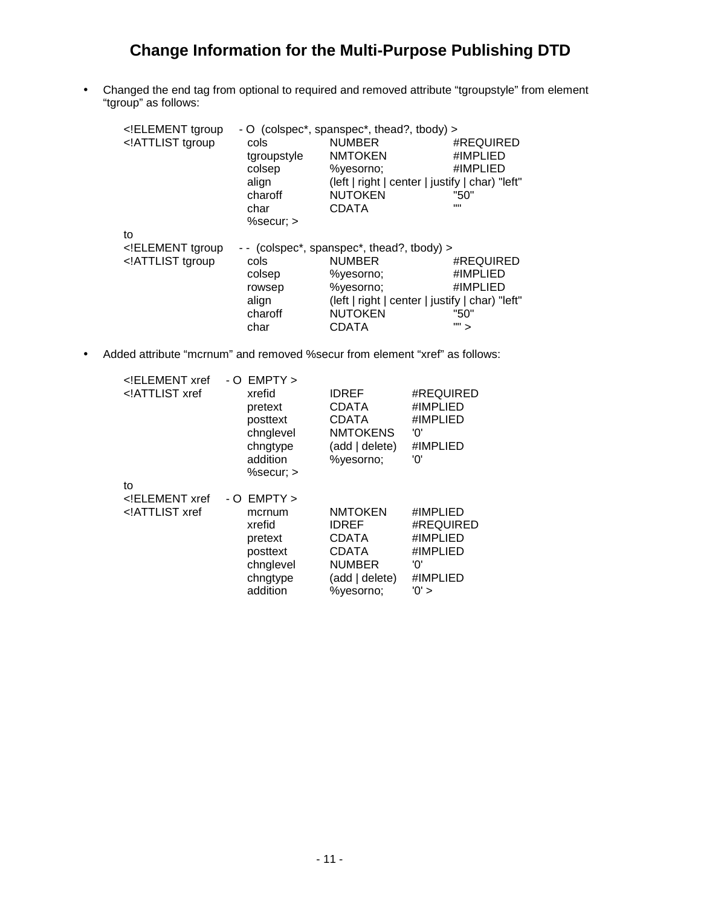# Change Information for the Multi-Purpose Publishing DTD

- Changed the end tag from optional to required and removed attribute “tgroupstyle” from element “tgroup” as follows:

```
<!ELEMENT tgroup    - O  (colspec*, spanspec*, thead?, tbody) >
<!ATTLIST tgroup        cols           NUMBER              #REQUIRED
                        tgroupstyle    NMTOKEN             #IMPLIED
                        colsep         %yesorno;           #IMPLIED
                        align          (left | right | center | justify | char) "left"
                        charoff        NUTOKEN             "50"
                        char           CDATA               ""
                        %secur; >
to
<!ELEMENT tgroup    - -  (colspec*, spanspec*, thead?, tbody) >
<!ATTLIST tgroup        cols           NUMBER              #REQUIRED
                        colsep         %yesorno;           #IMPLIED
                        rowsep         %yesorno;           #IMPLIED
                        align          (left | right | center | justify | char) "left"
                        charoff        NUTOKEN             "50"
                        char           CDATA               "" >
```

- Added attribute “mcrnum” and removed %secur from element “xref” as follows:

```
<!ELEMENT xref    - O  EMPTY >
<!ATTLIST xref        xrefid         IDREF            #REQUIRED
                      pretext        CDATA            #IMPLIED
                      posttext       CDATA            #IMPLIED
                      chnglevel      NMTOKENS         '0'
                      chngtype       (add | delete)   #IMPLIED
                      addition       %yesorno;        '0'
                      %secur; >
to
<!ELEMENT xref    - O  EMPTY >
<!ATTLIST xref        mcrnum         NMTOKEN          #IMPLIED
                      xrefid         IDREF            #REQUIRED
                      pretext        CDATA            #IMPLIED
                      posttext       CDATA            #IMPLIED
                      chnglevel      NUMBER           '0'
                      chngtype       (add | delete)   #IMPLIED
                      addition       %yesorno;        '0' >
```